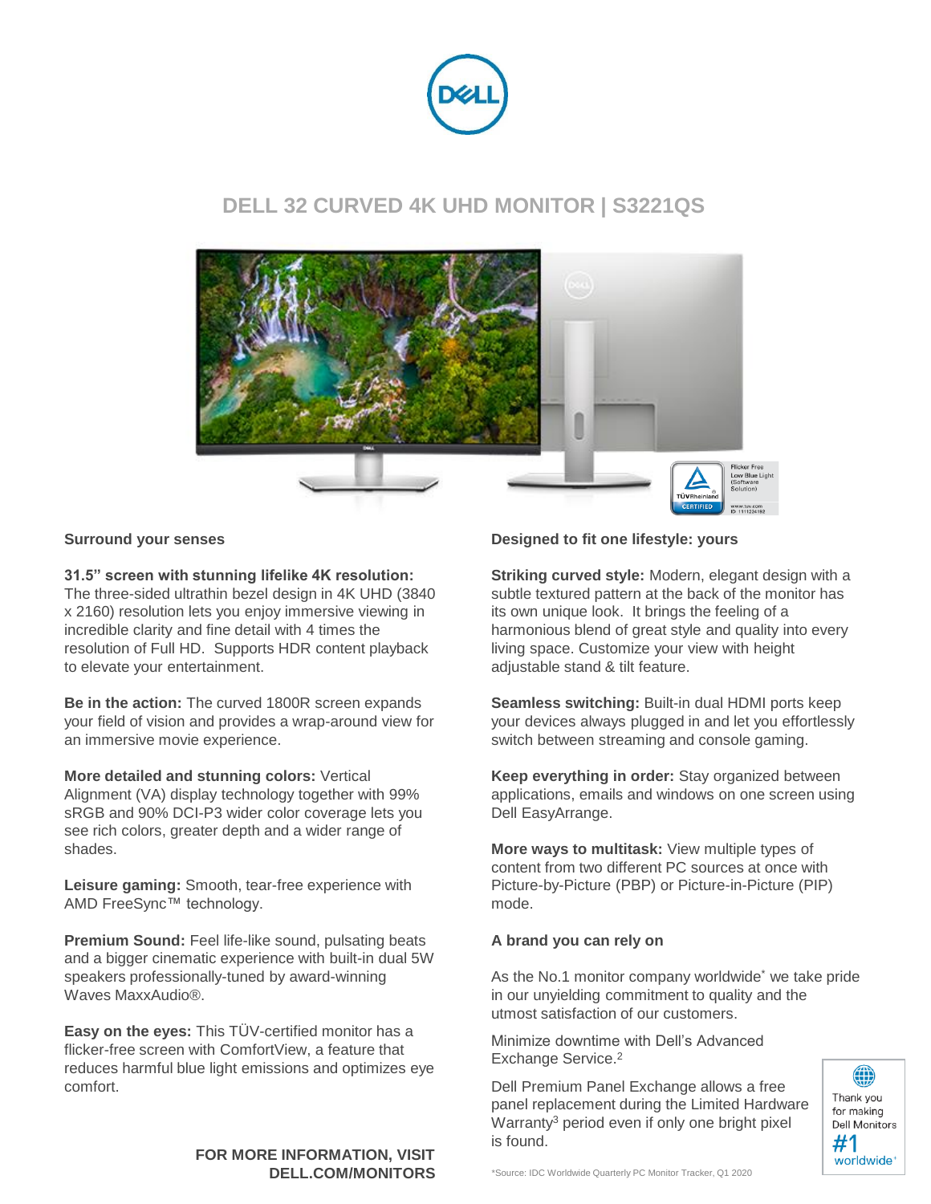# DELL 32 CURVED 4K UHD MONITOR | S3221QS

## Surround your senses

**31.5" screen with stunning lifelike 4K resolution:** The three-sided ultrathin bezel design in 4K UHD (3840 x 2160) resolution lets you enjoy immersive viewing in incredible clarity and fine detail with 4 times the resolution of Full HD. Supports HDR content playback to elevate your entertainment.

**Be in the action:** The curved 1800R screen expands your field of vision and provides a wrap-around view for an immersive movie experience.

**More detailed and stunning colors:** Vertical Alignment (VA) display technology together with 99% sRGB and 90% DCI-P3 wider color coverage lets you see rich colors, greater depth and a wider range of shades.

**Leisure gaming:** Smooth, tear-free experience with AMD FreeSync™ technology.

**Premium Sound:** Feel life-like sound, pulsating beats and a bigger cinematic experience with built-in dual 5W speakers professionally-tuned by award-winning Waves MaxxAudio®.

**Easy on the eyes:** This TÜV-certified monitor has a flicker-free screen with ComfortView, a feature that reduces harmful blue light emissions and optimizes eye comfort.

**FOR MORE INFORMATION, VISIT DELL.COM/MONITORS**

## Designed to fit one lifestyle: yours

**Striking curved style:** Modern, elegant design with a subtle textured pattern at the back of the monitor has its own unique look. It brings the feeling of a harmonious blend of great style and quality into every living space. Customize your view with height adjustable stand & tilt feature.

**Seamless switching:** Built-in dual HDMI ports keep your devices always plugged in and let you effortlessly switch between streaming and console gaming.

**Keep everything in order:** Stay organized between applications, emails and windows on one screen using Dell EasyArrange.

**More ways to multitask:** View multiple types of content from two different PC sources at once with Picture-by-Picture (PBP) or Picture-in-Picture (PIP) mode.

## A brand you can rely on

As the No.1 monitor company worldwide* we take pride in our unyielding commitment to quality and the utmost satisfaction of our customers.

Minimize downtime with Dell's Advanced Exchange Service.[2]

Dell Premium Panel Exchange allows a free panel replacement during the Limited Hardware Warranty[3] period even if only one bright pixel is found.

*Source: IDC Worldwide Quarterly PC Monitor Tracker, Q1 2020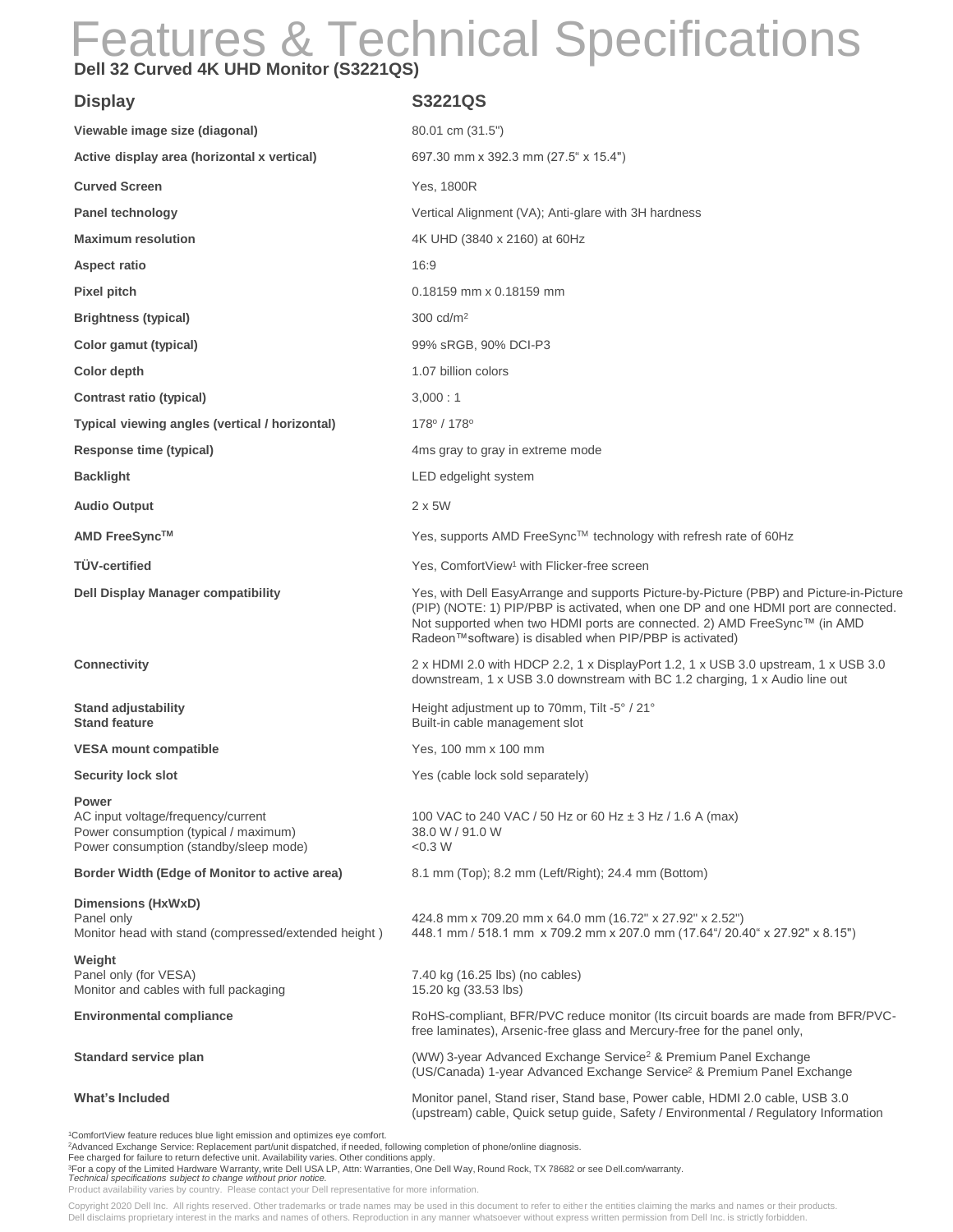# Features & Technical Specifications

**Dell 32 Curved 4K UHD Monitor (S3221QS)**

| **Display** | **S3221QS** |
|---|---|
| **Viewable image size (diagonal)** | 80.01 cm (31.5") |
| **Active display area (horizontal x vertical)** | 697.30 mm x 392.3 mm (27.5" x 15.4") |
| **Curved Screen** | Yes, 1800R |
| **Panel technology** | Vertical Alignment (VA); Anti-glare with 3H hardness |
| **Maximum resolution** | 4K UHD (3840 x 2160) at 60Hz |
| **Aspect ratio** | 16:9 |
| **Pixel pitch** | 0.18159 mm x 0.18159 mm |
| **Brightness (typical)** | 300 cd/m² |
| **Color gamut (typical)** | 99% sRGB, 90% DCI-P3 |
| **Color depth** | 1.07 billion colors |
| **Contrast ratio (typical)** | 3,000 : 1 |
| **Typical viewing angles (vertical / horizontal)** | 178° / 178° |
| **Response time (typical)** | 4ms gray to gray in extreme mode |
| **Backlight** | LED edgelight system |
| **Audio Output** | 2 x 5W |
| **AMD FreeSync™** | Yes, supports AMD FreeSync™ technology with refresh rate of 60Hz |
| **TÜV-certified** | Yes, ComfortView[1] with Flicker-free screen |
| **Dell Display Manager compatibility** | Yes, with Dell EasyArrange and supports Picture-by-Picture (PBP) and Picture-in-Picture (PIP) (NOTE: 1) PIP/PBP is activated, when one DP and one HDMI port are connected. Not supported when two HDMI ports are connected. 2) AMD FreeSync™ (in AMD Radeon™software) is disabled when PIP/PBP is activated) |
| **Connectivity** | 2 x HDMI 2.0 with HDCP 2.2, 1 x DisplayPort 1.2, 1 x USB 3.0 upstream, 1 x USB 3.0 downstream, 1 x USB 3.0 downstream with BC 1.2 charging, 1 x Audio line out |
| **Stand adjustability** | Height adjustment up to 70mm, Tilt -5° / 21° |
| **Stand feature** | Built-in cable management slot |
| **VESA mount compatible** | Yes, 100 mm x 100 mm |
| **Security lock slot** | Yes (cable lock sold separately) |
| **Power** | |
| AC input voltage/frequency/current | 100 VAC to 240 VAC / 50 Hz or 60 Hz ± 3 Hz / 1.6 A (max) |
| Power consumption (typical / maximum) | 38.0 W / 91.0 W |
| Power consumption (standby/sleep mode) | <0.3 W |
| **Border Width (Edge of Monitor to active area)** | 8.1 mm (Top); 8.2 mm (Left/Right); 24.4 mm (Bottom) |
| **Dimensions (HxWxD)** | |
| Panel only | 424.8 mm x 709.20 mm x 64.0 mm (16.72" x 27.92" x 2.52") |
| Monitor head with stand (compressed/extended height ) | 448.1 mm / 518.1 mm x 709.2 mm x 207.0 mm (17.64"/ 20.40" x 27.92" x 8.15") |
| **Weight** | |
| Panel only (for VESA) | 7.40 kg (16.25 lbs) (no cables) |
| Monitor and cables with full packaging | 15.20 kg (33.53 lbs) |
| **Environmental compliance** | RoHS-compliant, BFR/PVC reduce monitor (Its circuit boards are made from BFR/PVC-free laminates), Arsenic-free glass and Mercury-free for the panel only, |
| **Standard service plan** | (WW) 3-year Advanced Exchange Service[2] & Premium Panel Exchange<br>(US/Canada) 1-year Advanced Exchange Service[2] & Premium Panel Exchange |
| **What's Included** | Monitor panel, Stand riser, Stand base, Power cable, HDMI 2.0 cable, USB 3.0 (upstream) cable, Quick setup guide, Safety / Environmental / Regulatory Information |

[1]ComfortView feature reduces blue light emission and optimizes eye comfort.
[2]Advanced Exchange Service: Replacement part/unit dispatched, if needed, following completion of phone/online diagnosis.
Fee charged for failure to return defective unit. Availability varies. Other conditions apply.
[3]For a copy of the Limited Hardware Warranty, write Dell USA LP, Attn: Warranties, One Dell Way, Round Rock, TX 78682 or see Dell.com/warranty.
*Technical specifications subject to change without prior notice.*
Product availability varies by country. Please contact your Dell representative for more information.

Copyright 2020 Dell Inc. All rights reserved. Other trademarks or trade names may be used in this document to refer to either the entities claiming the marks and names or their products. Dell disclaims proprietary interest in the marks and names of others. Reproduction in any manner whatsoever without express written permission from Dell Inc. is strictly forbidden.